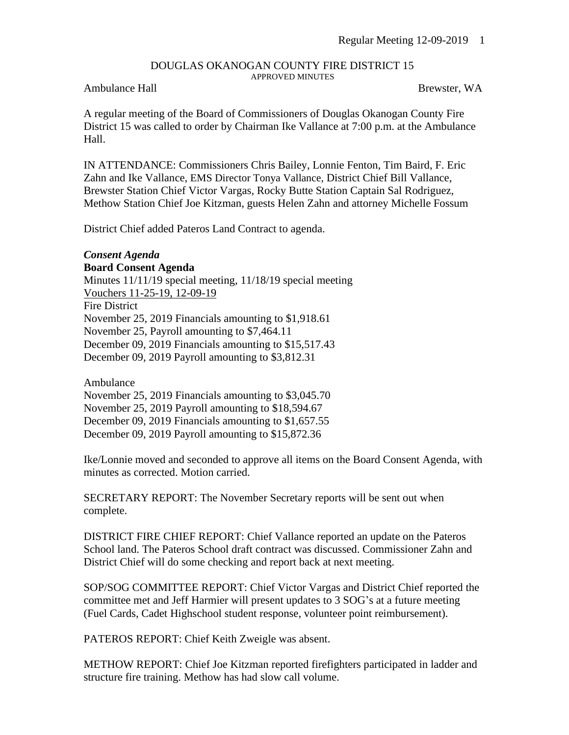# DOUGLAS OKANOGAN COUNTY FIRE DISTRICT 15

APPROVED MINUTES

Ambulance Hall Brewster, WA

A regular meeting of the Board of Commissioners of Douglas Okanogan County Fire District 15 was called to order by Chairman Ike Vallance at 7:00 p.m. at the Ambulance Hall.

IN ATTENDANCE: Commissioners Chris Bailey, Lonnie Fenton, Tim Baird, F. Eric Zahn and Ike Vallance, EMS Director Tonya Vallance, District Chief Bill Vallance, Brewster Station Chief Victor Vargas, Rocky Butte Station Captain Sal Rodriguez, Methow Station Chief Joe Kitzman, guests Helen Zahn and attorney Michelle Fossum

District Chief added Pateros Land Contract to agenda.

***Consent Agenda***

**Board Consent Agenda**

Minutes 11/11/19 special meeting, 11/18/19 special meeting

Vouchers 11-25-19, 12-09-19

Fire District

November 25, 2019 Financials amounting to $1,918.61

November 25, Payroll amounting to $7,464.11

December 09, 2019 Financials amounting to $15,517.43

December 09, 2019 Payroll amounting to $3,812.31

Ambulance

November 25, 2019 Financials amounting to $3,045.70

November 25, 2019 Payroll amounting to $18,594.67

December 09, 2019 Financials amounting to $1,657.55

December 09, 2019 Payroll amounting to $15,872.36

Ike/Lonnie moved and seconded to approve all items on the Board Consent Agenda, with minutes as corrected. Motion carried.

SECRETARY REPORT: The November Secretary reports will be sent out when complete.

DISTRICT FIRE CHIEF REPORT: Chief Vallance reported an update on the Pateros School land. The Pateros School draft contract was discussed. Commissioner Zahn and District Chief will do some checking and report back at next meeting.

SOP/SOG COMMITTEE REPORT: Chief Victor Vargas and District Chief reported the committee met and Jeff Harmier will present updates to 3 SOG's at a future meeting (Fuel Cards, Cadet Highschool student response, volunteer point reimbursement).

PATEROS REPORT: Chief Keith Zweigle was absent.

METHOW REPORT: Chief Joe Kitzman reported firefighters participated in ladder and structure fire training. Methow has had slow call volume.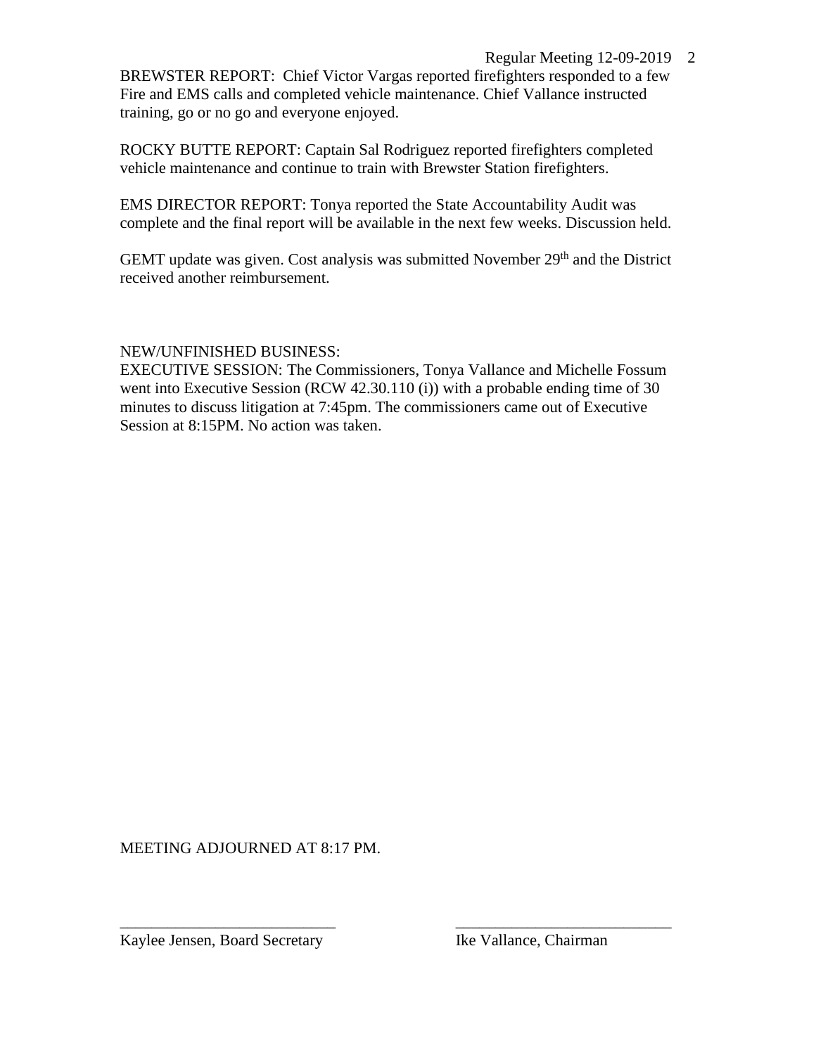BREWSTER REPORT: Chief Victor Vargas reported firefighters responded to a few Fire and EMS calls and completed vehicle maintenance. Chief Vallance instructed training, go or no go and everyone enjoyed.

ROCKY BUTTE REPORT: Captain Sal Rodriguez reported firefighters completed vehicle maintenance and continue to train with Brewster Station firefighters.

EMS DIRECTOR REPORT: Tonya reported the State Accountability Audit was complete and the final report will be available in the next few weeks. Discussion held.

GEMT update was given. Cost analysis was submitted November 29th and the District received another reimbursement.

NEW/UNFINISHED BUSINESS:
EXECUTIVE SESSION: The Commissioners, Tonya Vallance and Michelle Fossum went into Executive Session (RCW 42.30.110 (i)) with a probable ending time of 30 minutes to discuss litigation at 7:45pm. The commissioners came out of Executive Session at 8:15PM. No action was taken.

MEETING ADJOURNED AT 8:17 PM.

\_\_\_\_\_\_\_\_\_\_\_\_\_\_\_\_\_\_\_\_\_\_\_\_\_\_\_\_ &nbsp;&nbsp;&nbsp;&nbsp; \_\_\_\_\_\_\_\_\_\_\_\_\_\_\_\_\_\_\_\_\_\_\_\_\_\_\_\_

Kaylee Jensen, Board Secretary &nbsp;&nbsp;&nbsp;&nbsp; Ike Vallance, Chairman